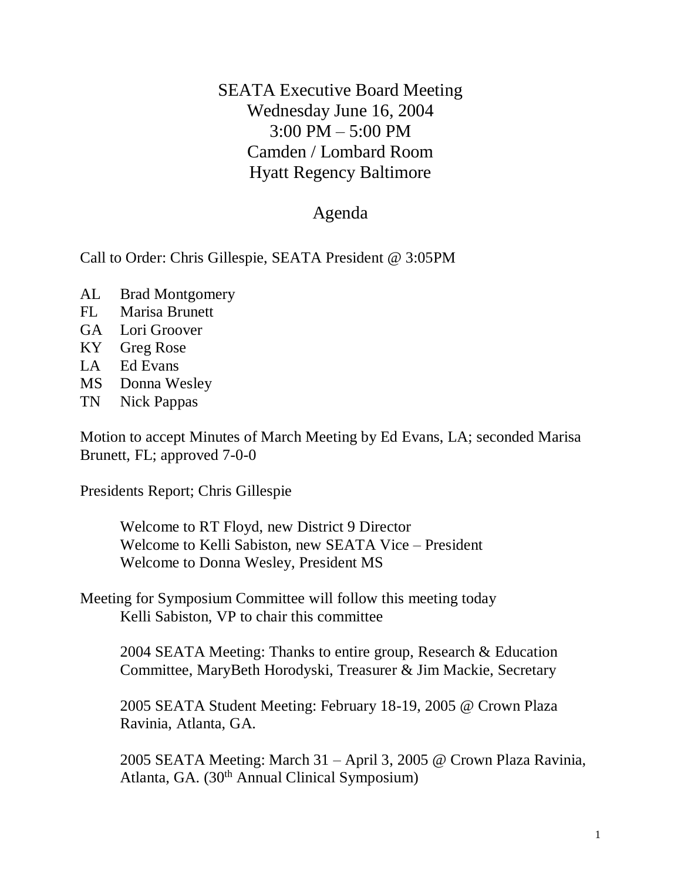# SEATA Executive Board Meeting
Wednesday June 16, 2004
3:00 PM – 5:00 PM
Camden / Lombard Room
Hyatt Regency Baltimore

## Agenda

Call to Order: Chris Gillespie, SEATA President @ 3:05PM

AL Brad Montgomery
FL Marisa Brunett
GA Lori Groover
KY Greg Rose
LA Ed Evans
MS Donna Wesley
TN Nick Pappas

Motion to accept Minutes of March Meeting by Ed Evans, LA; seconded Marisa Brunett, FL; approved 7-0-0

Presidents Report; Chris Gillespie

> Welcome to RT Floyd, new District 9 Director
> Welcome to Kelli Sabiston, new SEATA Vice – President
> Welcome to Donna Wesley, President MS

Meeting for Symposium Committee will follow this meeting today
> Kelli Sabiston, VP to chair this committee
>
> 2004 SEATA Meeting: Thanks to entire group, Research & Education Committee, MaryBeth Horodyski, Treasurer & Jim Mackie, Secretary
>
> 2005 SEATA Student Meeting: February 18-19, 2005 @ Crown Plaza Ravinia, Atlanta, GA.
>
> 2005 SEATA Meeting: March 31 – April 3, 2005 @ Crown Plaza Ravinia, Atlanta, GA. (30th Annual Clinical Symposium)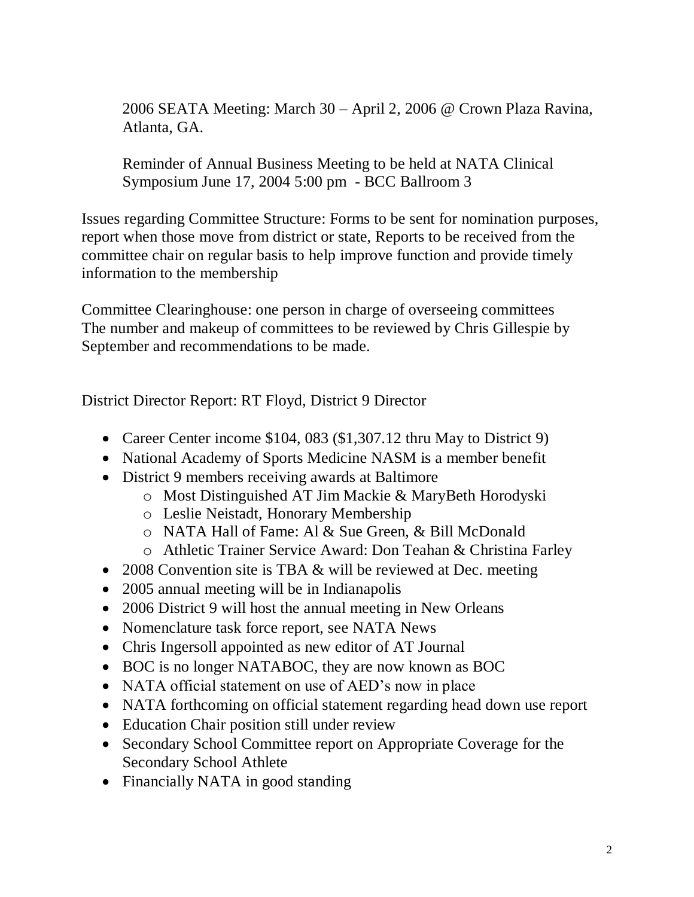2006 SEATA Meeting: March 30 – April 2, 2006 @ Crown Plaza Ravina, Atlanta, GA.

Reminder of Annual Business Meeting to be held at NATA Clinical Symposium June 17, 2004 5:00 pm - BCC Ballroom 3

Issues regarding Committee Structure: Forms to be sent for nomination purposes, report when those move from district or state, Reports to be received from the committee chair on regular basis to help improve function and provide timely information to the membership

Committee Clearinghouse: one person in charge of overseeing committees
The number and makeup of committees to be reviewed by Chris Gillespie by September and recommendations to be made.

District Director Report: RT Floyd, District 9 Director

- Career Center income $104, 083 ($1,307.12 thru May to District 9)
- National Academy of Sports Medicine NASM is a member benefit
- District 9 members receiving awards at Baltimore
  - Most Distinguished AT Jim Mackie & MaryBeth Horodyski
  - Leslie Neistadt, Honorary Membership
  - NATA Hall of Fame: Al & Sue Green, & Bill McDonald
  - Athletic Trainer Service Award: Don Teahan & Christina Farley
- 2008 Convention site is TBA & will be reviewed at Dec. meeting
- 2005 annual meeting will be in Indianapolis
- 2006 District 9 will host the annual meeting in New Orleans
- Nomenclature task force report, see NATA News
- Chris Ingersoll appointed as new editor of AT Journal
- BOC is no longer NATABOC, they are now known as BOC
- NATA official statement on use of AED's now in place
- NATA forthcoming on official statement regarding head down use report
- Education Chair position still under review
- Secondary School Committee report on Appropriate Coverage for the Secondary School Athlete
- Financially NATA in good standing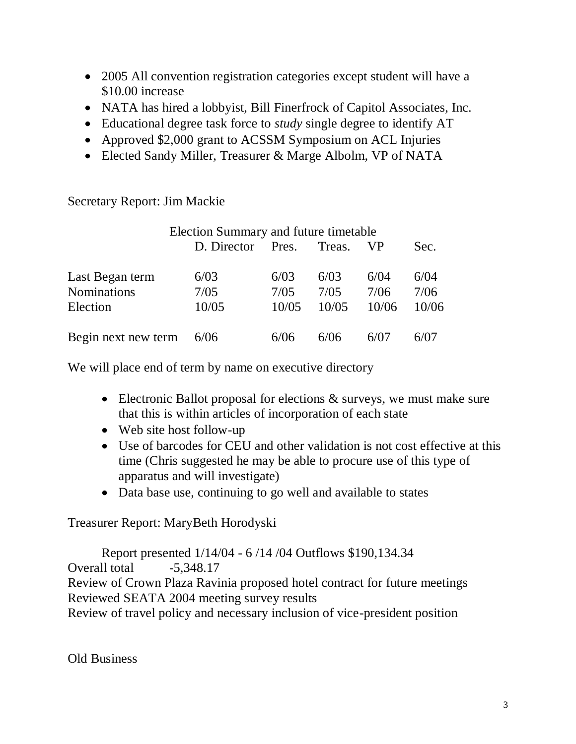- 2005 All convention registration categories except student will have a $10.00 increase
- NATA has hired a lobbyist, Bill Finerfrock of Capitol Associates, Inc.
- Educational degree task force to *study* single degree to identify AT
- Approved $2,000 grant to ACSSM Symposium on ACL Injuries
- Elected Sandy Miller, Treasurer & Marge Albolm, VP of NATA

Secretary Report: Jim Mackie

Election Summary and future timetable

| | D. Director | Pres. | Treas. | VP | Sec. |
|---|---|---|---|---|---|
| Last Began term | 6/03 | 6/03 | 6/03 | 6/04 | 6/04 |
| Nominations | 7/05 | 7/05 | 7/05 | 7/06 | 7/06 |
| Election | 10/05 | 10/05 | 10/05 | 10/06 | 10/06 |
| Begin next new term | 6/06 | 6/06 | 6/06 | 6/07 | 6/07 |

We will place end of term by name on executive directory

- Electronic Ballot proposal for elections & surveys, we must make sure that this is within articles of incorporation of each state
- Web site host follow-up
- Use of barcodes for CEU and other validation is not cost effective at this time (Chris suggested he may be able to procure use of this type of apparatus and will investigate)
- Data base use, continuing to go well and available to states

Treasurer Report: MaryBeth Horodyski

Report presented 1/14/04 - 6 /14 /04 Outflows $190,134.34
Overall total -5,348.17
Review of Crown Plaza Ravinia proposed hotel contract for future meetings
Reviewed SEATA 2004 meeting survey results
Review of travel policy and necessary inclusion of vice-president position

Old Business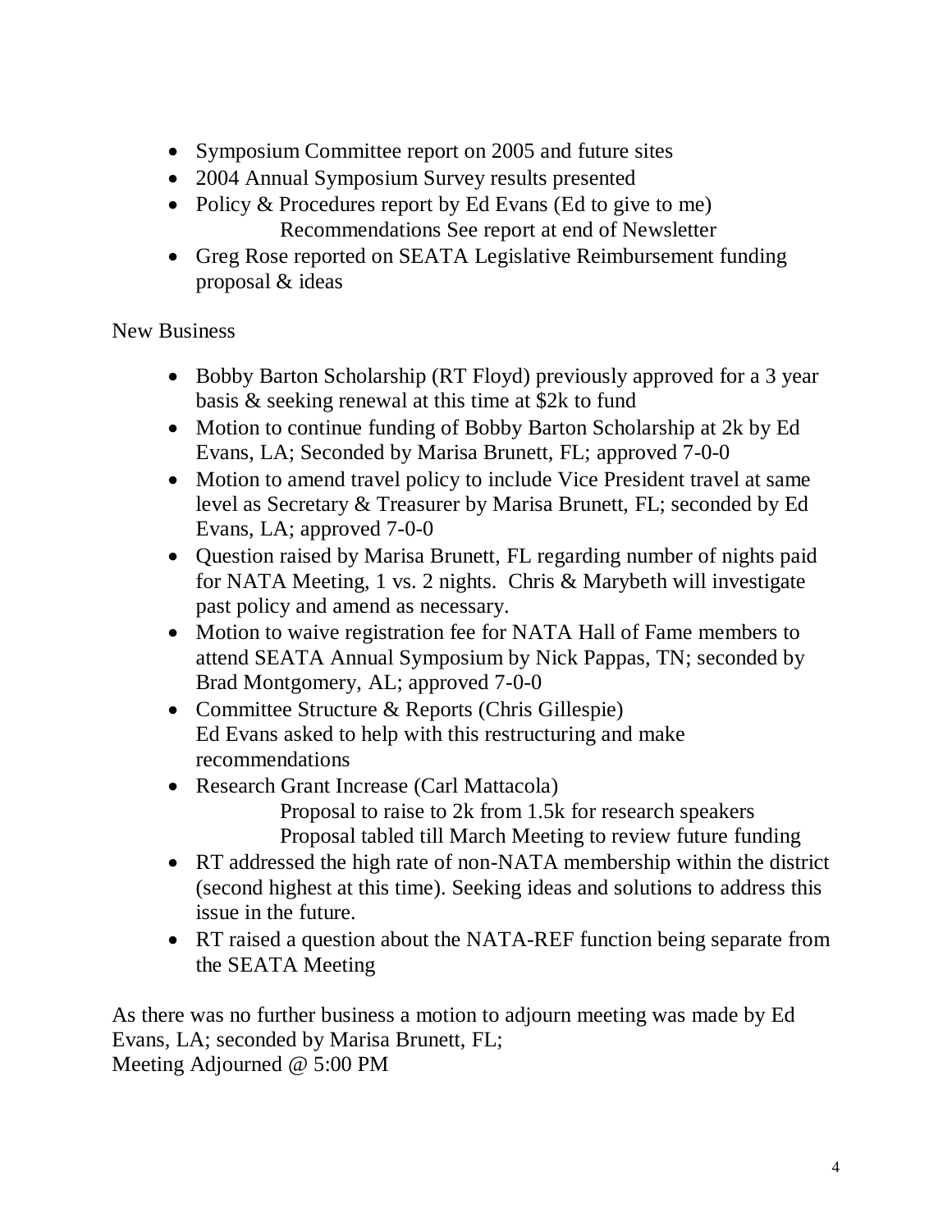- Symposium Committee report on 2005 and future sites
- 2004 Annual Symposium Survey results presented
- Policy & Procedures report by Ed Evans (Ed to give to me)
  Recommendations See report at end of Newsletter
- Greg Rose reported on SEATA Legislative Reimbursement funding proposal & ideas

New Business

- Bobby Barton Scholarship (RT Floyd) previously approved for a 3 year basis & seeking renewal at this time at $2k to fund
- Motion to continue funding of Bobby Barton Scholarship at 2k by Ed Evans, LA; Seconded by Marisa Brunett, FL; approved 7-0-0
- Motion to amend travel policy to include Vice President travel at same level as Secretary & Treasurer by Marisa Brunett, FL; seconded by Ed Evans, LA; approved 7-0-0
- Question raised by Marisa Brunett, FL regarding number of nights paid for NATA Meeting, 1 vs. 2 nights. Chris & Marybeth will investigate past policy and amend as necessary.
- Motion to waive registration fee for NATA Hall of Fame members to attend SEATA Annual Symposium by Nick Pappas, TN; seconded by Brad Montgomery, AL; approved 7-0-0
- Committee Structure & Reports (Chris Gillespie)
  Ed Evans asked to help with this restructuring and make recommendations
- Research Grant Increase (Carl Mattacola)
  Proposal to raise to 2k from 1.5k for research speakers
  Proposal tabled till March Meeting to review future funding
- RT addressed the high rate of non-NATA membership within the district (second highest at this time). Seeking ideas and solutions to address this issue in the future.
- RT raised a question about the NATA-REF function being separate from the SEATA Meeting

As there was no further business a motion to adjourn meeting was made by Ed Evans, LA; seconded by Marisa Brunett, FL;
Meeting Adjourned @ 5:00 PM